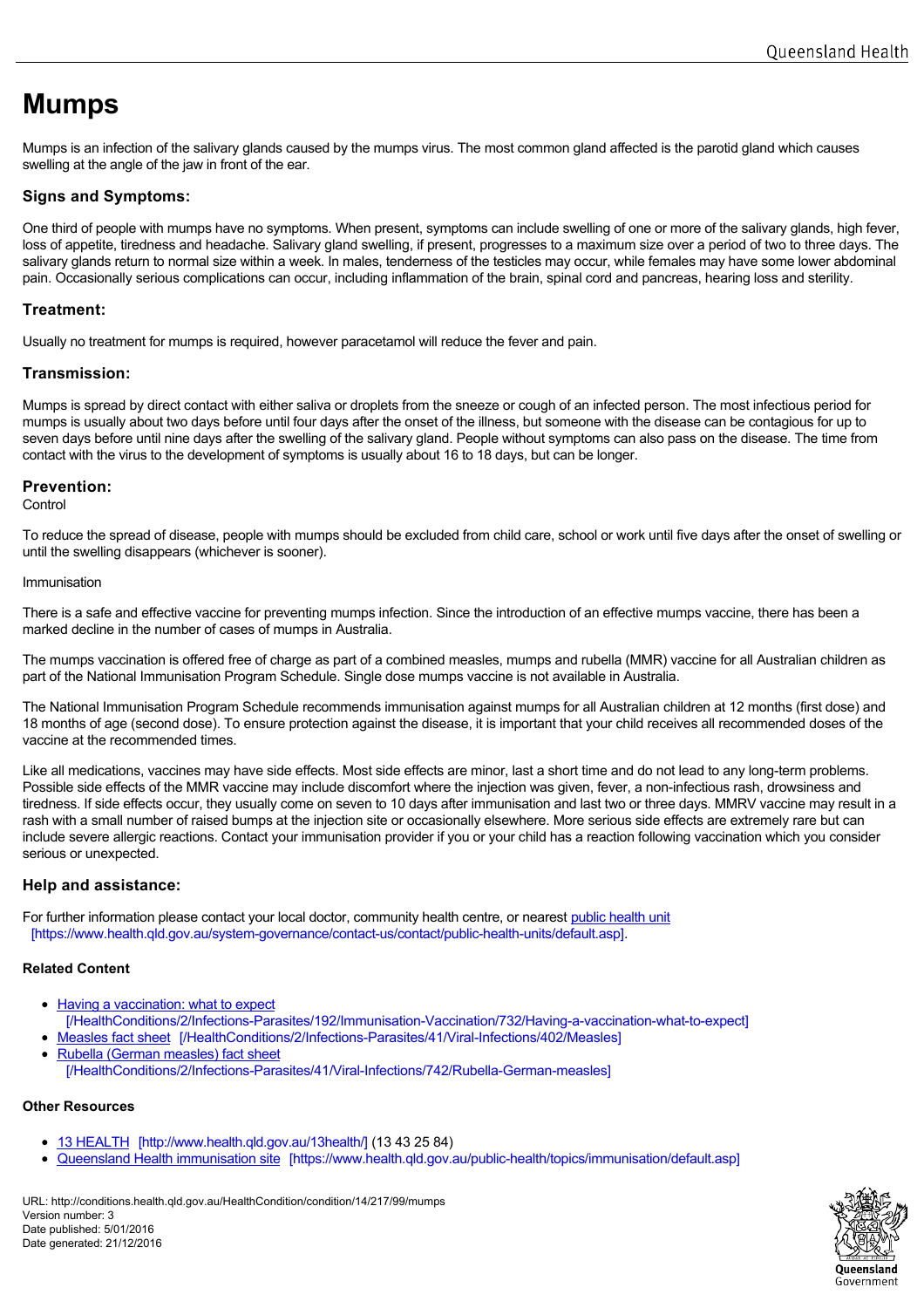# Mumps

Mumps is an infection of the salivary glands caused by the mumps virus. The most common gland affected is the parotid gland which causes swelling at the angle of the jaw in front of the ear.

## Signs and Symptoms:

One third of people with mumps have no symptoms. When present, symptoms can include swelling of one or more of the salivary glands, high fever, loss of appetite, tiredness and headache. Salivary gland swelling, if present, progresses to a maximum size over a period of two to three days. The salivary glands return to normal size within a week. In males, tenderness of the testicles may occur, while females may have some lower abdominal pain. Occasionally serious complications can occur, including inflammation of the brain, spinal cord and pancreas, hearing loss and sterility.

## Treatment:

Usually no treatment for mumps is required, however paracetamol will reduce the fever and pain.

## Transmission:

Mumps is spread by direct contact with either saliva or droplets from the sneeze or cough of an infected person. The most infectious period for mumps is usually about two days before until four days after the onset of the illness, but someone with the disease can be contagious for up to seven days before until nine days after the swelling of the salivary gland. People without symptoms can also pass on the disease. The time from contact with the virus to the development of symptoms is usually about 16 to 18 days, but can be longer.

## Prevention:

Control

To reduce the spread of disease, people with mumps should be excluded from child care, school or work until five days after the onset of swelling or until the swelling disappears (whichever is sooner).

Immunisation

There is a safe and effective vaccine for preventing mumps infection. Since the introduction of an effective mumps vaccine, there has been a marked decline in the number of cases of mumps in Australia.

The mumps vaccination is offered free of charge as part of a combined measles, mumps and rubella (MMR) vaccine for all Australian children as part of the National Immunisation Program Schedule. Single dose mumps vaccine is not available in Australia.

The National Immunisation Program Schedule recommends immunisation against mumps for all Australian children at 12 months (first dose) and 18 months of age (second dose). To ensure protection against the disease, it is important that your child receives all recommended doses of the vaccine at the recommended times.

Like all medications, vaccines may have side effects. Most side effects are minor, last a short time and do not lead to any long-term problems. Possible side effects of the MMR vaccine may include discomfort where the injection was given, fever, a non-infectious rash, drowsiness and tiredness. If side effects occur, they usually come on seven to 10 days after immunisation and last two or three days. MMRV vaccine may result in a rash with a small number of raised bumps at the injection site or occasionally elsewhere. More serious side effects are extremely rare but can include severe allergic reactions. Contact your immunisation provider if you or your child has a reaction following vaccination which you consider serious or unexpected.

## Help and assistance:

For further information please contact your local doctor, community health centre, or nearest public health unit [https://www.health.qld.gov.au/system-governance/contact-us/contact/public-health-units/default.asp].

### Related Content

- Having a vaccination: what to expect [/HealthConditions/2/Infections-Parasites/192/Immunisation-Vaccination/732/Having-a-vaccination-what-to-expect]
- Measles fact sheet [/HealthConditions/2/Infections-Parasites/41/Viral-Infections/402/Measles]
- Rubella (German measles) fact sheet [/HealthConditions/2/Infections-Parasites/41/Viral-Infections/742/Rubella-German-measles]

### Other Resources

- 13 HEALTH [http://www.health.qld.gov.au/13health/] (13 43 25 84)
- Queensland Health immunisation site [https://www.health.qld.gov.au/public-health/topics/immunisation/default.asp]

URL: http://conditions.health.qld.gov.au/HealthCondition/condition/14/217/99/mumps
Version number: 3
Date published: 5/01/2016
Date generated: 21/12/2016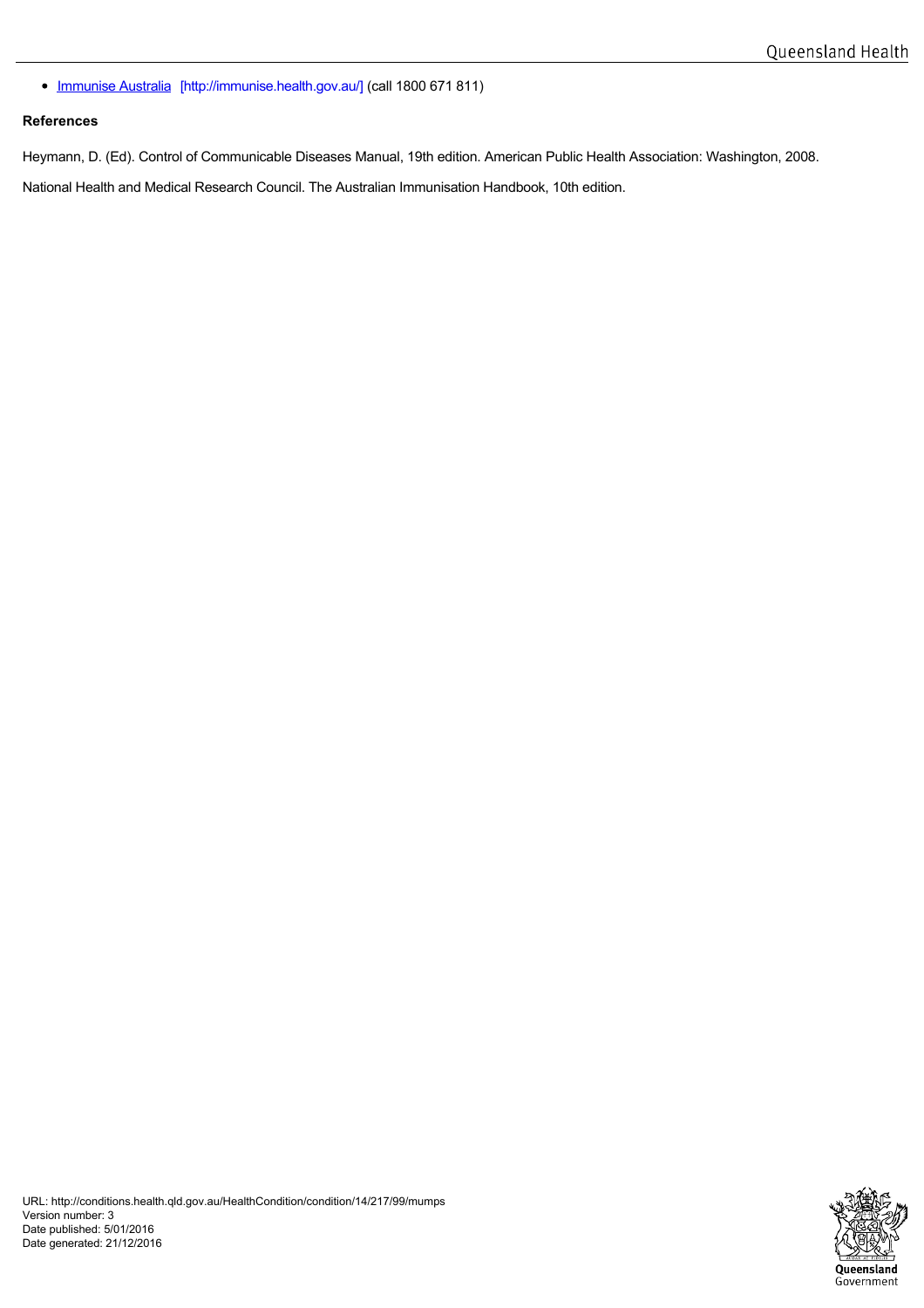- Immunise Australia [http://immunise.health.gov.au/] (call 1800 671 811)

**References**

Heymann, D. (Ed). Control of Communicable Diseases Manual, 19th edition. American Public Health Association: Washington, 2008.

National Health and Medical Research Council. The Australian Immunisation Handbook, 10th edition.

URL: http://conditions.health.qld.gov.au/HealthCondition/condition/14/217/99/mumps
Version number: 3
Date published: 5/01/2016
Date generated: 21/12/2016